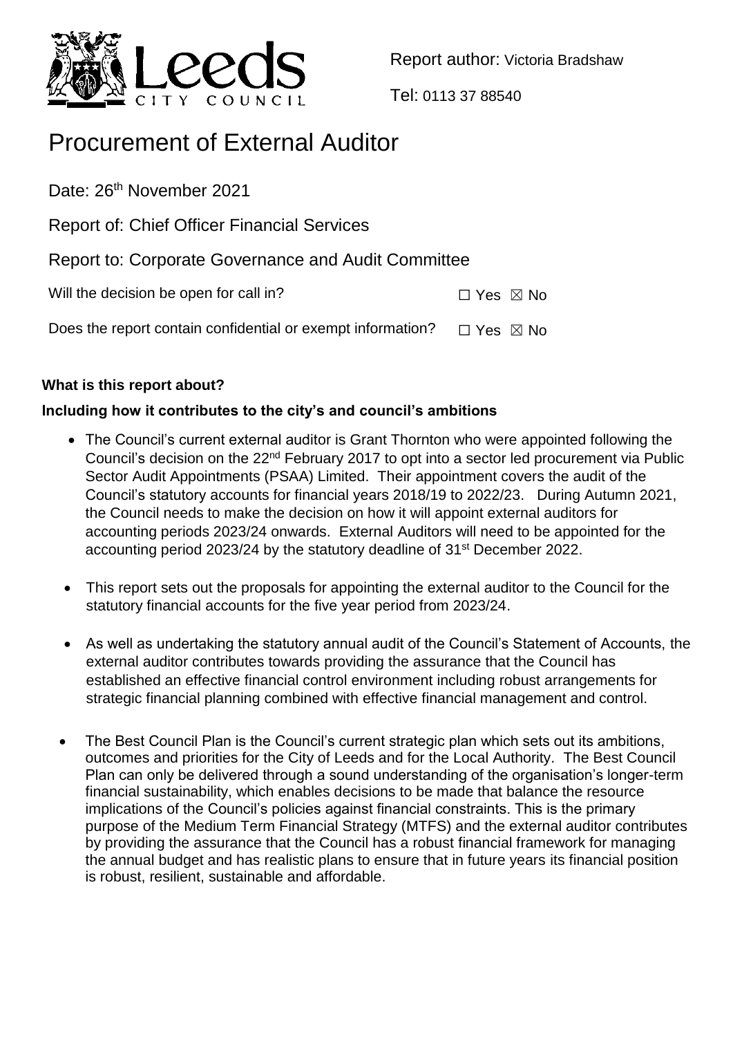Report author: Victoria Bradshaw

Tel: 0113 37 88540

# Procurement of External Auditor

Date: 26th November 2021

Report of: Chief Officer Financial Services

Report to: Corporate Governance and Audit Committee

Will the decision be open for call in? ☐ Yes ☒ No

Does the report contain confidential or exempt information? ☐ Yes ☒ No

**What is this report about?**

**Including how it contributes to the city's and council's ambitions**

- The Council's current external auditor is Grant Thornton who were appointed following the Council's decision on the 22nd February 2017 to opt into a sector led procurement via Public Sector Audit Appointments (PSAA) Limited. Their appointment covers the audit of the Council's statutory accounts for financial years 2018/19 to 2022/23. During Autumn 2021, the Council needs to make the decision on how it will appoint external auditors for accounting periods 2023/24 onwards. External Auditors will need to be appointed for the accounting period 2023/24 by the statutory deadline of 31st December 2022.

- This report sets out the proposals for appointing the external auditor to the Council for the statutory financial accounts for the five year period from 2023/24.

- As well as undertaking the statutory annual audit of the Council's Statement of Accounts, the external auditor contributes towards providing the assurance that the Council has established an effective financial control environment including robust arrangements for strategic financial planning combined with effective financial management and control.

- The Best Council Plan is the Council's current strategic plan which sets out its ambitions, outcomes and priorities for the City of Leeds and for the Local Authority. The Best Council Plan can only be delivered through a sound understanding of the organisation's longer-term financial sustainability, which enables decisions to be made that balance the resource implications of the Council's policies against financial constraints. This is the primary purpose of the Medium Term Financial Strategy (MTFS) and the external auditor contributes by providing the assurance that the Council has a robust financial framework for managing the annual budget and has realistic plans to ensure that in future years its financial position is robust, resilient, sustainable and affordable.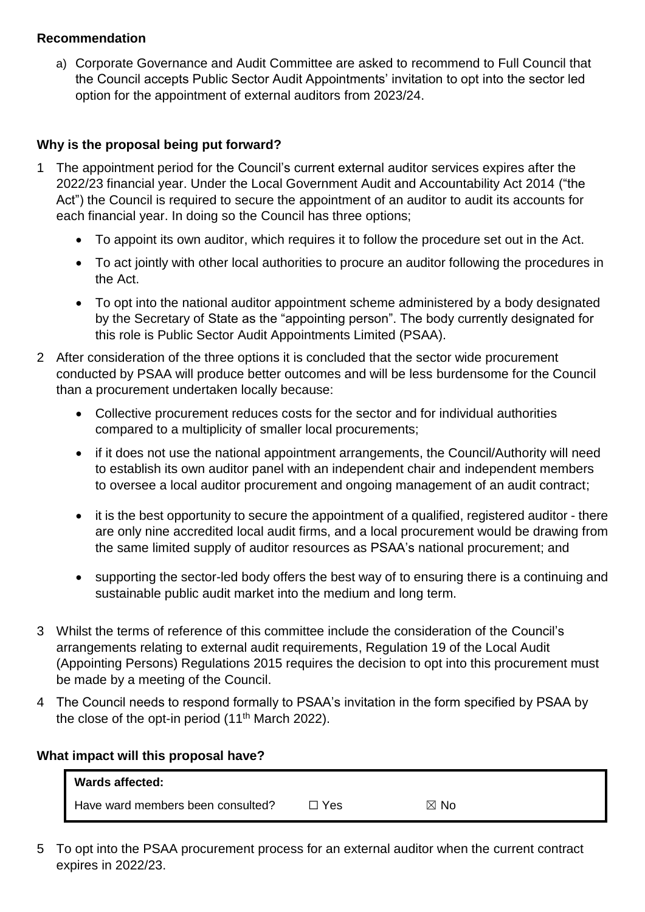### Recommendation

a) Corporate Governance and Audit Committee are asked to recommend to Full Council that the Council accepts Public Sector Audit Appointments' invitation to opt into the sector led option for the appointment of external auditors from 2023/24.

### Why is the proposal being put forward?

1 The appointment period for the Council's current external auditor services expires after the 2022/23 financial year. Under the Local Government Audit and Accountability Act 2014 ("the Act") the Council is required to secure the appointment of an auditor to audit its accounts for each financial year. In doing so the Council has three options;

- To appoint its own auditor, which requires it to follow the procedure set out in the Act.
- To act jointly with other local authorities to procure an auditor following the procedures in the Act.
- To opt into the national auditor appointment scheme administered by a body designated by the Secretary of State as the "appointing person". The body currently designated for this role is Public Sector Audit Appointments Limited (PSAA).

2 After consideration of the three options it is concluded that the sector wide procurement conducted by PSAA will produce better outcomes and will be less burdensome for the Council than a procurement undertaken locally because:

- Collective procurement reduces costs for the sector and for individual authorities compared to a multiplicity of smaller local procurements;
- if it does not use the national appointment arrangements, the Council/Authority will need to establish its own auditor panel with an independent chair and independent members to oversee a local auditor procurement and ongoing management of an audit contract;
- it is the best opportunity to secure the appointment of a qualified, registered auditor - there are only nine accredited local audit firms, and a local procurement would be drawing from the same limited supply of auditor resources as PSAA's national procurement; and
- supporting the sector-led body offers the best way of to ensuring there is a continuing and sustainable public audit market into the medium and long term.

3 Whilst the terms of reference of this committee include the consideration of the Council's arrangements relating to external audit requirements, Regulation 19 of the Local Audit (Appointing Persons) Regulations 2015 requires the decision to opt into this procurement must be made by a meeting of the Council.

4 The Council needs to respond formally to PSAA's invitation in the form specified by PSAA by the close of the opt-in period (11th March 2022).

### What impact will this proposal have?

| **Wards affected:** | | |
|---|---|---|
| Have ward members been consulted? | ☐ Yes | ☒ No |

5 To opt into the PSAA procurement process for an external auditor when the current contract expires in 2022/23.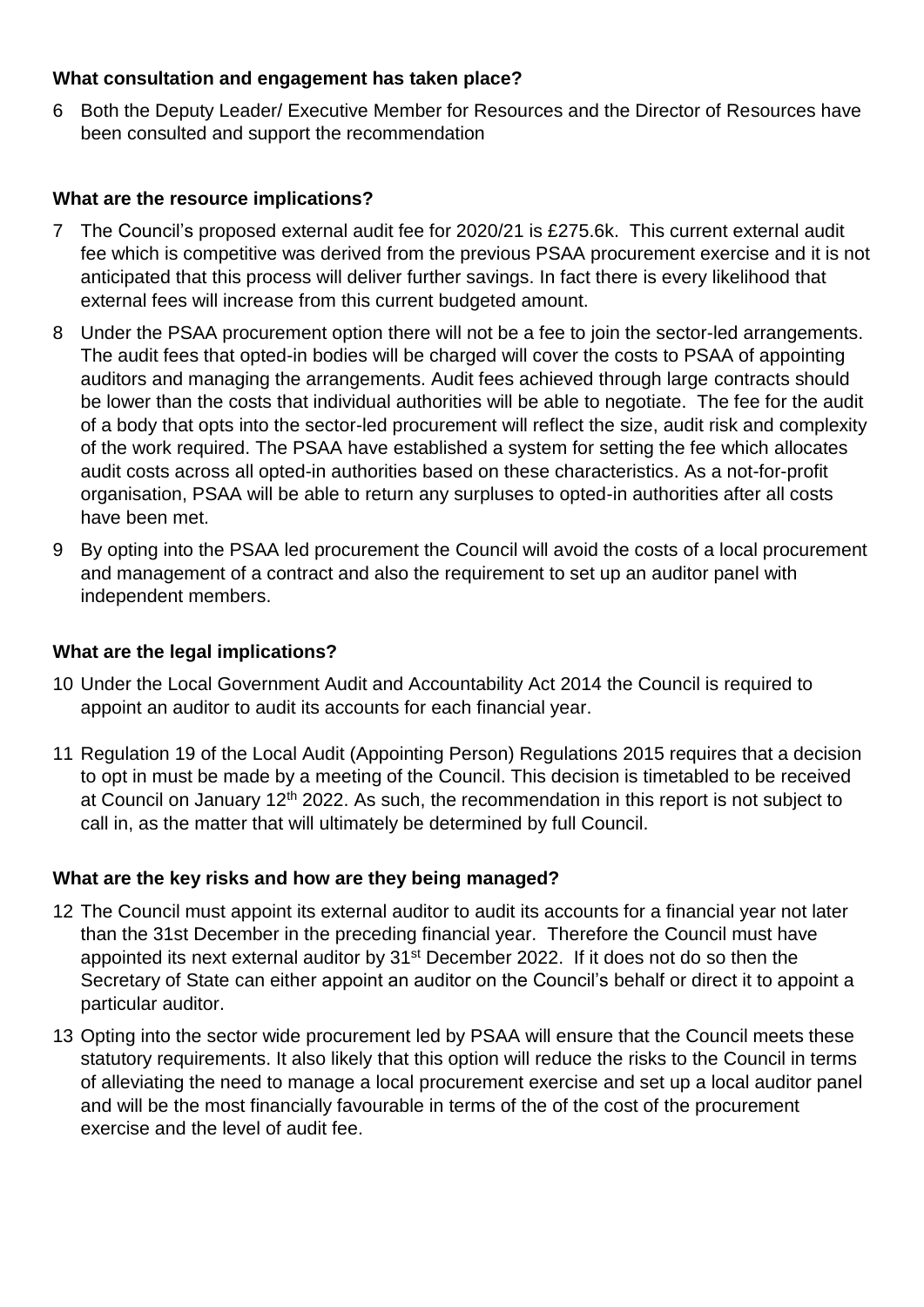**What consultation and engagement has taken place?**

6 Both the Deputy Leader/ Executive Member for Resources and the Director of Resources have been consulted and support the recommendation

**What are the resource implications?**

7 The Council's proposed external audit fee for 2020/21 is £275.6k. This current external audit fee which is competitive was derived from the previous PSAA procurement exercise and it is not anticipated that this process will deliver further savings. In fact there is every likelihood that external fees will increase from this current budgeted amount.

8 Under the PSAA procurement option there will not be a fee to join the sector-led arrangements. The audit fees that opted-in bodies will be charged will cover the costs to PSAA of appointing auditors and managing the arrangements. Audit fees achieved through large contracts should be lower than the costs that individual authorities will be able to negotiate. The fee for the audit of a body that opts into the sector-led procurement will reflect the size, audit risk and complexity of the work required. The PSAA have established a system for setting the fee which allocates audit costs across all opted-in authorities based on these characteristics. As a not-for-profit organisation, PSAA will be able to return any surpluses to opted-in authorities after all costs have been met.

9 By opting into the PSAA led procurement the Council will avoid the costs of a local procurement and management of a contract and also the requirement to set up an auditor panel with independent members.

**What are the legal implications?**

10 Under the Local Government Audit and Accountability Act 2014 the Council is required to appoint an auditor to audit its accounts for each financial year.

11 Regulation 19 of the Local Audit (Appointing Person) Regulations 2015 requires that a decision to opt in must be made by a meeting of the Council. This decision is timetabled to be received at Council on January 12th 2022. As such, the recommendation in this report is not subject to call in, as the matter that will ultimately be determined by full Council.

**What are the key risks and how are they being managed?**

12 The Council must appoint its external auditor to audit its accounts for a financial year not later than the 31st December in the preceding financial year. Therefore the Council must have appointed its next external auditor by 31st December 2022. If it does not do so then the Secretary of State can either appoint an auditor on the Council's behalf or direct it to appoint a particular auditor.

13 Opting into the sector wide procurement led by PSAA will ensure that the Council meets these statutory requirements. It also likely that this option will reduce the risks to the Council in terms of alleviating the need to manage a local procurement exercise and set up a local auditor panel and will be the most financially favourable in terms of the of the cost of the procurement exercise and the level of audit fee.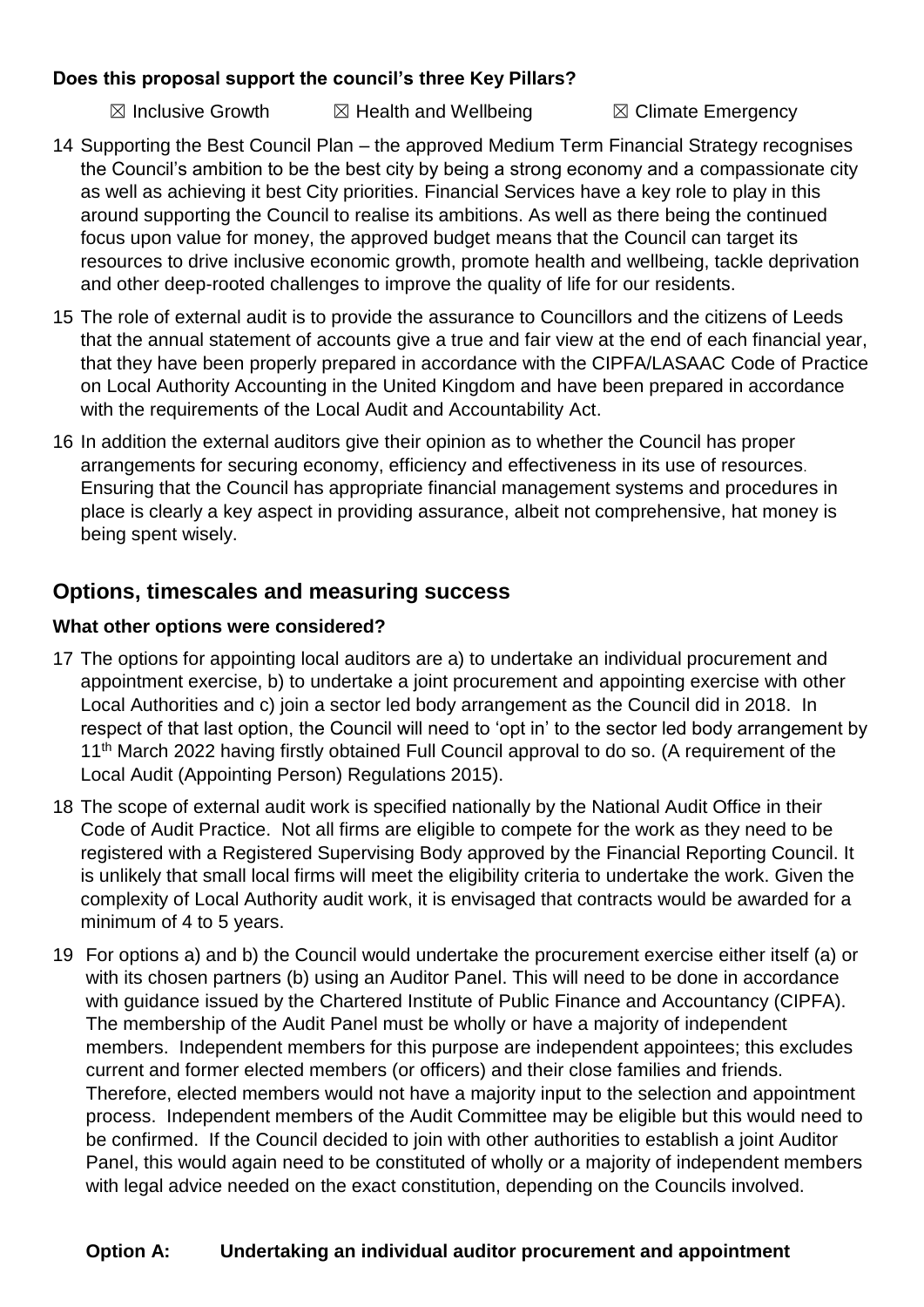**Does this proposal support the council's three Key Pillars?**

☒ Inclusive Growth ☒ Health and Wellbeing ☒ Climate Emergency

14 Supporting the Best Council Plan – the approved Medium Term Financial Strategy recognises the Council's ambition to be the best city by being a strong economy and a compassionate city as well as achieving it best City priorities. Financial Services have a key role to play in this around supporting the Council to realise its ambitions. As well as there being the continued focus upon value for money, the approved budget means that the Council can target its resources to drive inclusive economic growth, promote health and wellbeing, tackle deprivation and other deep-rooted challenges to improve the quality of life for our residents.

15 The role of external audit is to provide the assurance to Councillors and the citizens of Leeds that the annual statement of accounts give a true and fair view at the end of each financial year, that they have been properly prepared in accordance with the CIPFA/LASAAC Code of Practice on Local Authority Accounting in the United Kingdom and have been prepared in accordance with the requirements of the Local Audit and Accountability Act.

16 In addition the external auditors give their opinion as to whether the Council has proper arrangements for securing economy, efficiency and effectiveness in its use of resources. Ensuring that the Council has appropriate financial management systems and procedures in place is clearly a key aspect in providing assurance, albeit not comprehensive, hat money is being spent wisely.

## Options, timescales and measuring success

**What other options were considered?**

17 The options for appointing local auditors are a) to undertake an individual procurement and appointment exercise, b) to undertake a joint procurement and appointing exercise with other Local Authorities and c) join a sector led body arrangement as the Council did in 2018. In respect of that last option, the Council will need to 'opt in' to the sector led body arrangement by 11th March 2022 having firstly obtained Full Council approval to do so. (A requirement of the Local Audit (Appointing Person) Regulations 2015).

18 The scope of external audit work is specified nationally by the National Audit Office in their Code of Audit Practice. Not all firms are eligible to compete for the work as they need to be registered with a Registered Supervising Body approved by the Financial Reporting Council. It is unlikely that small local firms will meet the eligibility criteria to undertake the work. Given the complexity of Local Authority audit work, it is envisaged that contracts would be awarded for a minimum of 4 to 5 years.

19 For options a) and b) the Council would undertake the procurement exercise either itself (a) or with its chosen partners (b) using an Auditor Panel. This will need to be done in accordance with guidance issued by the Chartered Institute of Public Finance and Accountancy (CIPFA). The membership of the Audit Panel must be wholly or have a majority of independent members. Independent members for this purpose are independent appointees; this excludes current and former elected members (or officers) and their close families and friends. Therefore, elected members would not have a majority input to the selection and appointment process. Independent members of the Audit Committee may be eligible but this would need to be confirmed. If the Council decided to join with other authorities to establish a joint Auditor Panel, this would again need to be constituted of wholly or a majority of independent members with legal advice needed on the exact constitution, depending on the Councils involved.

**Option A: Undertaking an individual auditor procurement and appointment**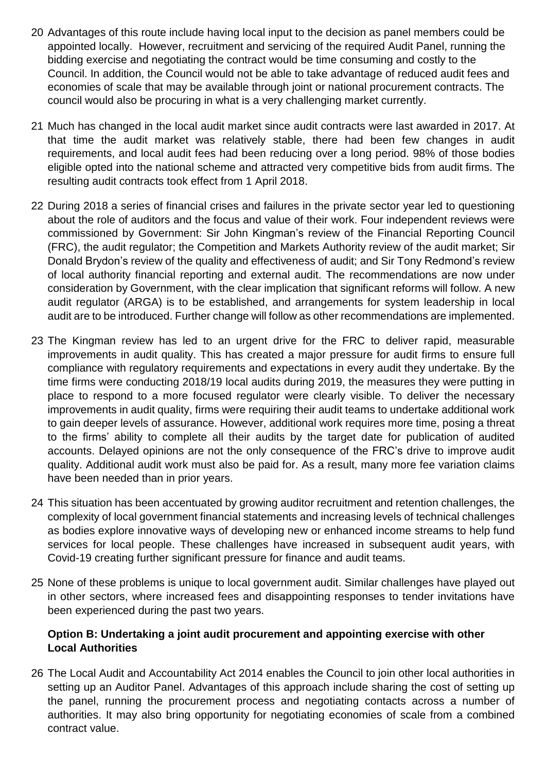20 Advantages of this route include having local input to the decision as panel members could be appointed locally. However, recruitment and servicing of the required Audit Panel, running the bidding exercise and negotiating the contract would be time consuming and costly to the Council. In addition, the Council would not be able to take advantage of reduced audit fees and economies of scale that may be available through joint or national procurement contracts. The council would also be procuring in what is a very challenging market currently.

21 Much has changed in the local audit market since audit contracts were last awarded in 2017. At that time the audit market was relatively stable, there had been few changes in audit requirements, and local audit fees had been reducing over a long period. 98% of those bodies eligible opted into the national scheme and attracted very competitive bids from audit firms. The resulting audit contracts took effect from 1 April 2018.

22 During 2018 a series of financial crises and failures in the private sector year led to questioning about the role of auditors and the focus and value of their work. Four independent reviews were commissioned by Government: Sir John Kingman's review of the Financial Reporting Council (FRC), the audit regulator; the Competition and Markets Authority review of the audit market; Sir Donald Brydon's review of the quality and effectiveness of audit; and Sir Tony Redmond's review of local authority financial reporting and external audit. The recommendations are now under consideration by Government, with the clear implication that significant reforms will follow. A new audit regulator (ARGA) is to be established, and arrangements for system leadership in local audit are to be introduced. Further change will follow as other recommendations are implemented.

23 The Kingman review has led to an urgent drive for the FRC to deliver rapid, measurable improvements in audit quality. This has created a major pressure for audit firms to ensure full compliance with regulatory requirements and expectations in every audit they undertake. By the time firms were conducting 2018/19 local audits during 2019, the measures they were putting in place to respond to a more focused regulator were clearly visible. To deliver the necessary improvements in audit quality, firms were requiring their audit teams to undertake additional work to gain deeper levels of assurance. However, additional work requires more time, posing a threat to the firms' ability to complete all their audits by the target date for publication of audited accounts. Delayed opinions are not the only consequence of the FRC's drive to improve audit quality. Additional audit work must also be paid for. As a result, many more fee variation claims have been needed than in prior years.

24 This situation has been accentuated by growing auditor recruitment and retention challenges, the complexity of local government financial statements and increasing levels of technical challenges as bodies explore innovative ways of developing new or enhanced income streams to help fund services for local people. These challenges have increased in subsequent audit years, with Covid-19 creating further significant pressure for finance and audit teams.

25 None of these problems is unique to local government audit. Similar challenges have played out in other sectors, where increased fees and disappointing responses to tender invitations have been experienced during the past two years.

**Option B: Undertaking a joint audit procurement and appointing exercise with other Local Authorities**

26 The Local Audit and Accountability Act 2014 enables the Council to join other local authorities in setting up an Auditor Panel. Advantages of this approach include sharing the cost of setting up the panel, running the procurement process and negotiating contacts across a number of authorities. It may also bring opportunity for negotiating economies of scale from a combined contract value.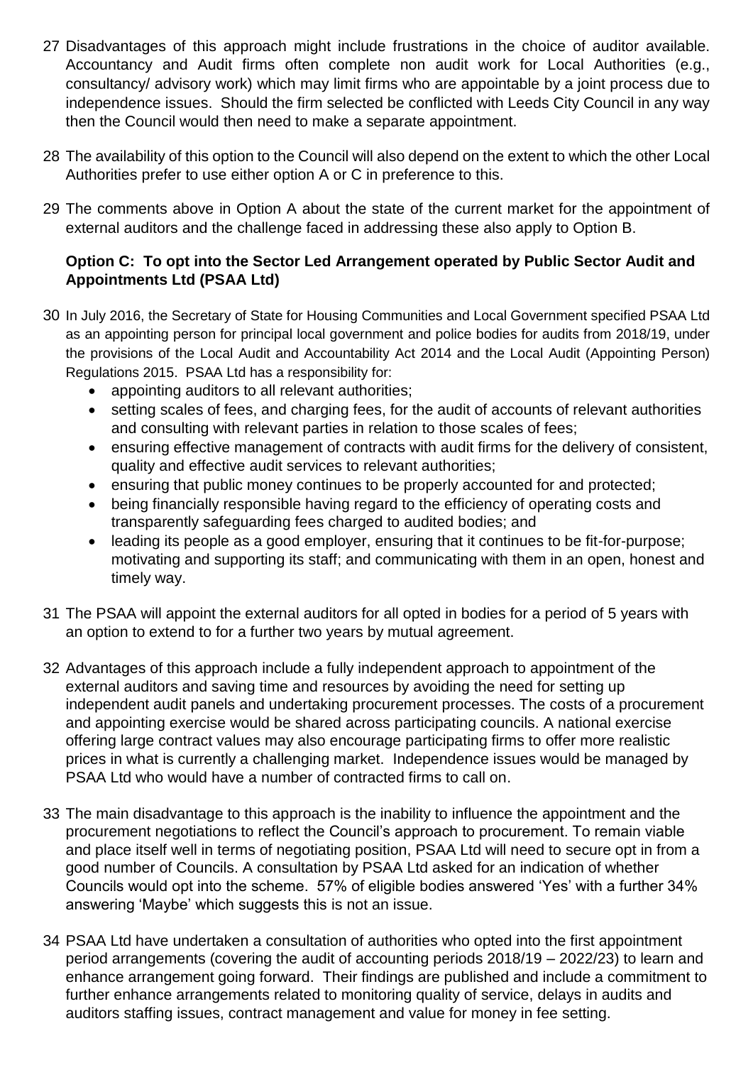27 Disadvantages of this approach might include frustrations in the choice of auditor available. Accountancy and Audit firms often complete non audit work for Local Authorities (e.g., consultancy/ advisory work) which may limit firms who are appointable by a joint process due to independence issues. Should the firm selected be conflicted with Leeds City Council in any way then the Council would then need to make a separate appointment.

28 The availability of this option to the Council will also depend on the extent to which the other Local Authorities prefer to use either option A or C in preference to this.

29 The comments above in Option A about the state of the current market for the appointment of external auditors and the challenge faced in addressing these also apply to Option B.

**Option C: To opt into the Sector Led Arrangement operated by Public Sector Audit and Appointments Ltd (PSAA Ltd)**

30 In July 2016, the Secretary of State for Housing Communities and Local Government specified PSAA Ltd as an appointing person for principal local government and police bodies for audits from 2018/19, under the provisions of the Local Audit and Accountability Act 2014 and the Local Audit (Appointing Person) Regulations 2015. PSAA Ltd has a responsibility for:

- appointing auditors to all relevant authorities;
- setting scales of fees, and charging fees, for the audit of accounts of relevant authorities and consulting with relevant parties in relation to those scales of fees;
- ensuring effective management of contracts with audit firms for the delivery of consistent, quality and effective audit services to relevant authorities;
- ensuring that public money continues to be properly accounted for and protected;
- being financially responsible having regard to the efficiency of operating costs and transparently safeguarding fees charged to audited bodies; and
- leading its people as a good employer, ensuring that it continues to be fit-for-purpose; motivating and supporting its staff; and communicating with them in an open, honest and timely way.

31 The PSAA will appoint the external auditors for all opted in bodies for a period of 5 years with an option to extend to for a further two years by mutual agreement.

32 Advantages of this approach include a fully independent approach to appointment of the external auditors and saving time and resources by avoiding the need for setting up independent audit panels and undertaking procurement processes. The costs of a procurement and appointing exercise would be shared across participating councils. A national exercise offering large contract values may also encourage participating firms to offer more realistic prices in what is currently a challenging market. Independence issues would be managed by PSAA Ltd who would have a number of contracted firms to call on.

33 The main disadvantage to this approach is the inability to influence the appointment and the procurement negotiations to reflect the Council's approach to procurement. To remain viable and place itself well in terms of negotiating position, PSAA Ltd will need to secure opt in from a good number of Councils. A consultation by PSAA Ltd asked for an indication of whether Councils would opt into the scheme. 57% of eligible bodies answered 'Yes' with a further 34% answering 'Maybe' which suggests this is not an issue.

34 PSAA Ltd have undertaken a consultation of authorities who opted into the first appointment period arrangements (covering the audit of accounting periods 2018/19 – 2022/23) to learn and enhance arrangement going forward. Their findings are published and include a commitment to further enhance arrangements related to monitoring quality of service, delays in audits and auditors staffing issues, contract management and value for money in fee setting.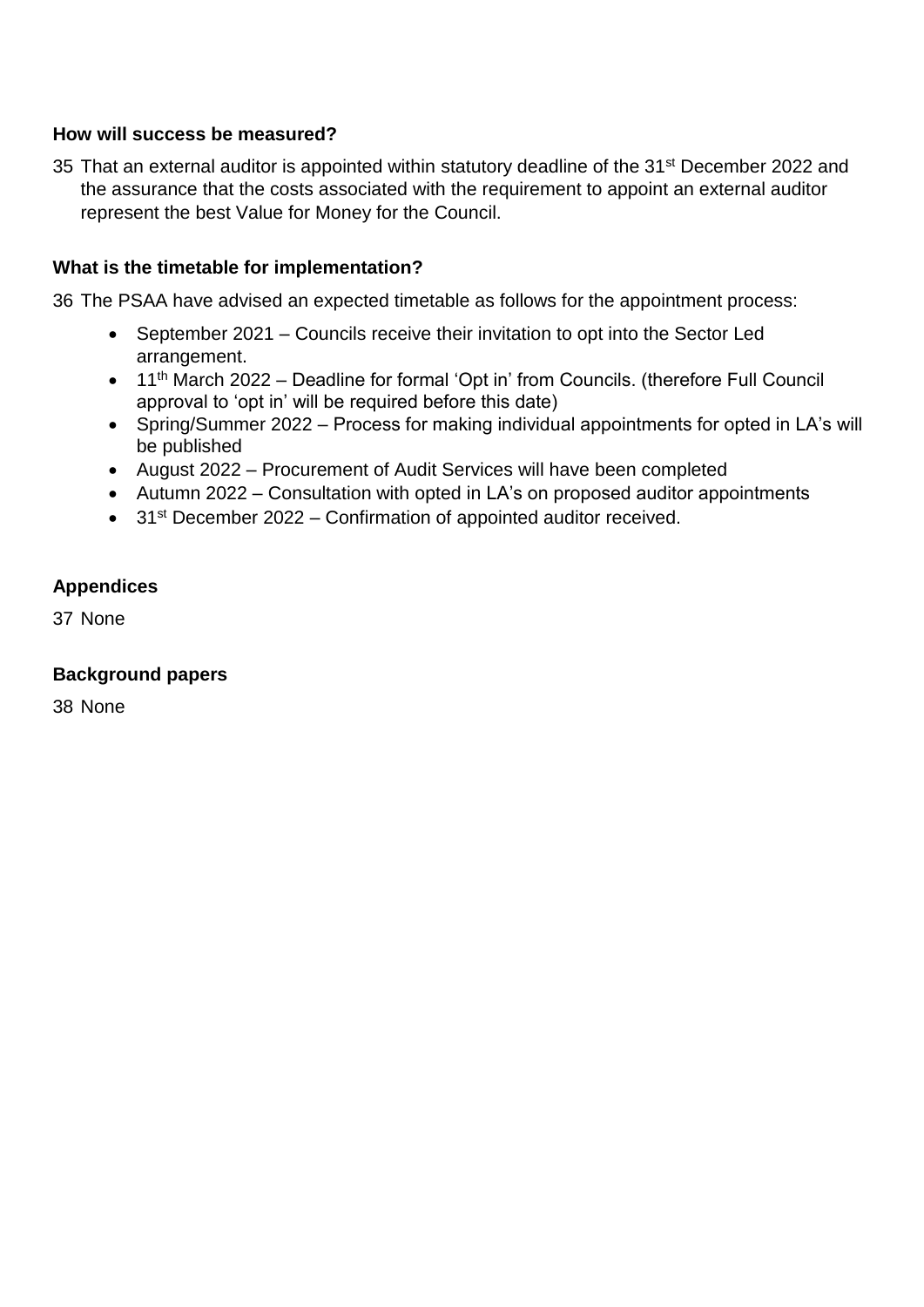**How will success be measured?**

35 That an external auditor is appointed within statutory deadline of the 31st December 2022 and the assurance that the costs associated with the requirement to appoint an external auditor represent the best Value for Money for the Council.

**What is the timetable for implementation?**

36 The PSAA have advised an expected timetable as follows for the appointment process:

- September 2021 – Councils receive their invitation to opt into the Sector Led arrangement.
- 11th March 2022 – Deadline for formal 'Opt in' from Councils. (therefore Full Council approval to 'opt in' will be required before this date)
- Spring/Summer 2022 – Process for making individual appointments for opted in LA's will be published
- August 2022 – Procurement of Audit Services will have been completed
- Autumn 2022 – Consultation with opted in LA's on proposed auditor appointments
- 31st December 2022 – Confirmation of appointed auditor received.

**Appendices**

37 None

**Background papers**

38 None